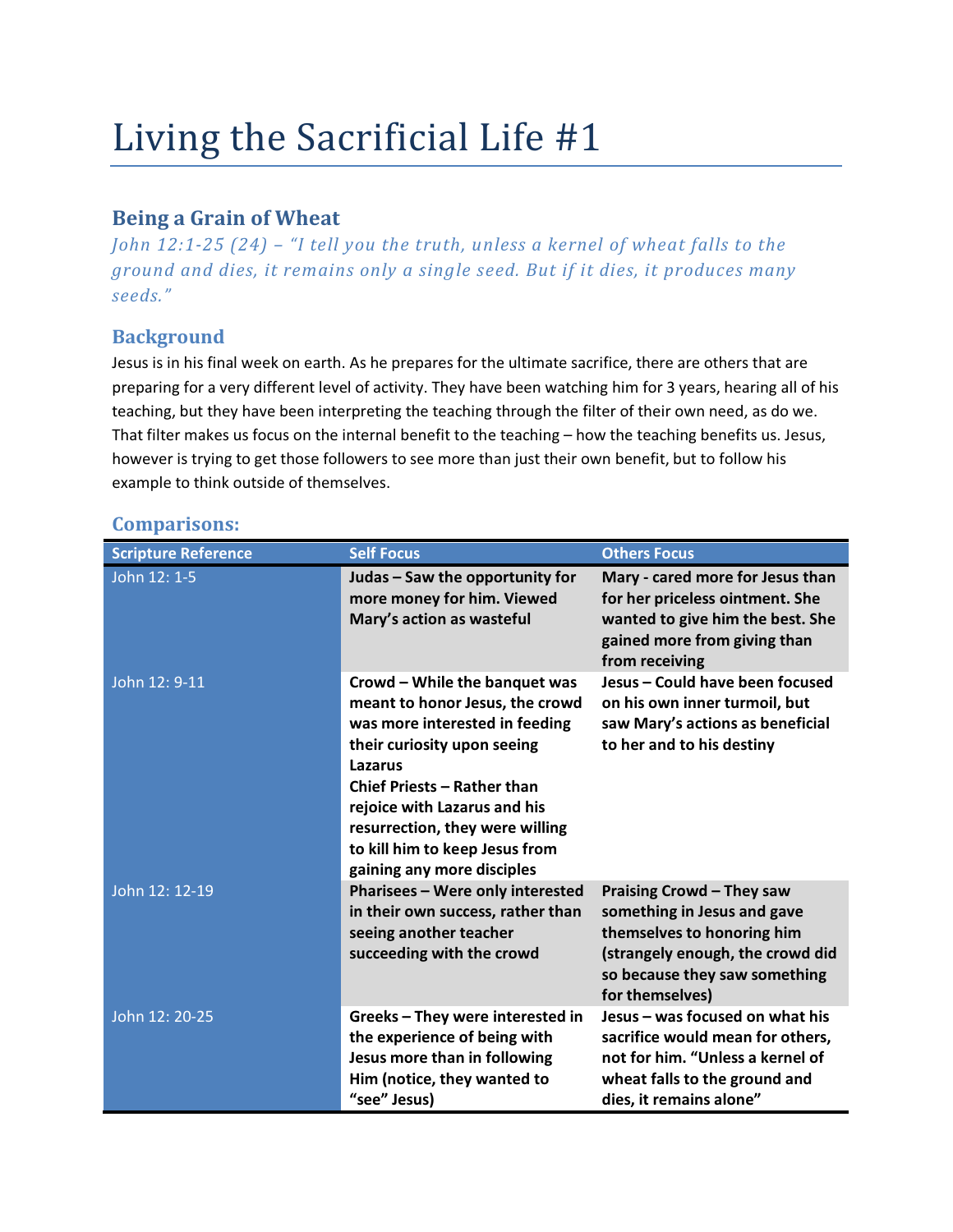# Living the Sacrificial Life #1

## Being a Grain of Wheat

*John 12:1-25 (24) – "I tell you the truth, unless a kernel of wheat falls to the ground and dies, it remains only a single seed. But if it dies, it produces many seeds."*

## Background

Jesus is in his final week on earth. As he prepares for the ultimate sacrifice, there are others that are preparing for a very different level of activity. They have been watching him for 3 years, hearing all of his teaching, but they have been interpreting the teaching through the filter of their own need, as do we. That filter makes us focus on the internal benefit to the teaching – how the teaching benefits us. Jesus, however is trying to get those followers to see more than just their own benefit, but to follow his example to think outside of themselves.

## Comparisons:

| Scripture Reference | Self Focus | Others Focus |
|---|---|---|
| John 12: 1-5 | **Judas – Saw the opportunity for more money for him. Viewed Mary's action as wasteful** | **Mary - cared more for Jesus than for her priceless ointment. She wanted to give him the best. She gained more from giving than from receiving** |
| John 12: 9-11 | **Crowd – While the banquet was meant to honor Jesus, the crowd was more interested in feeding their curiosity upon seeing Lazarus**<br>**Chief Priests – Rather than rejoice with Lazarus and his resurrection, they were willing to kill him to keep Jesus from gaining any more disciples** | **Jesus – Could have been focused on his own inner turmoil, but saw Mary's actions as beneficial to her and to his destiny** |
| John 12: 12-19 | **Pharisees – Were only interested in their own success, rather than seeing another teacher succeeding with the crowd** | **Praising Crowd – They saw something in Jesus and gave themselves to honoring him (strangely enough, the crowd did so because they saw something for themselves)** |
| John 12: 20-25 | **Greeks – They were interested in the experience of being with Jesus more than in following Him (notice, they wanted to "see" Jesus)** | **Jesus – was focused on what his sacrifice would mean for others, not for him. "Unless a kernel of wheat falls to the ground and dies, it remains alone"** |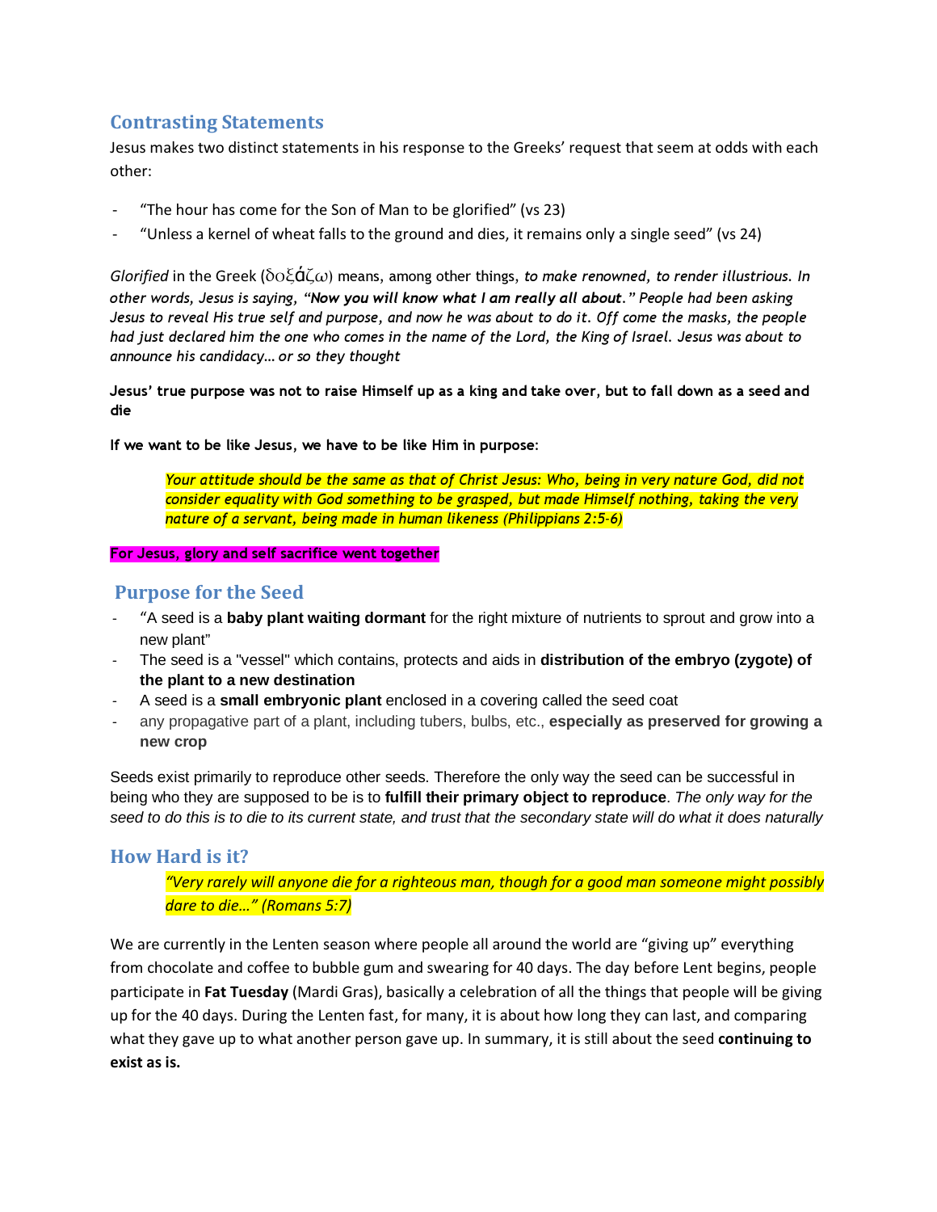## Contrasting Statements

Jesus makes two distinct statements in his response to the Greeks' request that seem at odds with each other:

- "The hour has come for the Son of Man to be glorified" (vs 23)
- "Unless a kernel of wheat falls to the ground and dies, it remains only a single seed" (vs 24)

*Glorified* in the Greek (δοξάζω) means, among other things, *to make renowned, to render illustrious. In other words, Jesus is saying, "**Now you will know what I am really all about.**" People had been asking Jesus to reveal His true self and purpose, and now he was about to do it. Off come the masks, the people had just declared him the one who comes in the name of the Lord, the King of Israel. Jesus was about to announce his candidacy… or so they thought*

**Jesus' true purpose was not to raise Himself up as a king and take over, but to fall down as a seed and die**

**If we want to be like Jesus, we have to be like Him in purpose**:

> *Your attitude should be the same as that of Christ Jesus: Who, being in very nature God, did not consider equality with God something to be grasped, but made Himself nothing, taking the very nature of a servant, being made in human likeness (Philippians 2:5-6)*

**For Jesus, glory and self sacrifice went together**

## Purpose for the Seed

- "A seed is a **baby plant waiting dormant** for the right mixture of nutrients to sprout and grow into a new plant"
- The seed is a "vessel" which contains, protects and aids in **distribution of the embryo (zygote) of the plant to a new destination**
- A seed is a **small embryonic plant** enclosed in a covering called the seed coat
- any propagative part of a plant, including tubers, bulbs, etc., **especially as preserved for growing a new crop**

Seeds exist primarily to reproduce other seeds. Therefore the only way the seed can be successful in being who they are supposed to be is to **fulfill their primary object to reproduce**. *The only way for the seed to do this is to die to its current state, and trust that the secondary state will do what it does naturally*

## How Hard is it?

> *"Very rarely will anyone die for a righteous man, though for a good man someone might possibly dare to die…" (Romans 5:7)*

We are currently in the Lenten season where people all around the world are "giving up" everything from chocolate and coffee to bubble gum and swearing for 40 days. The day before Lent begins, people participate in **Fat Tuesday** (Mardi Gras), basically a celebration of all the things that people will be giving up for the 40 days. During the Lenten fast, for many, it is about how long they can last, and comparing what they gave up to what another person gave up. In summary, it is still about the seed **continuing to exist as is.**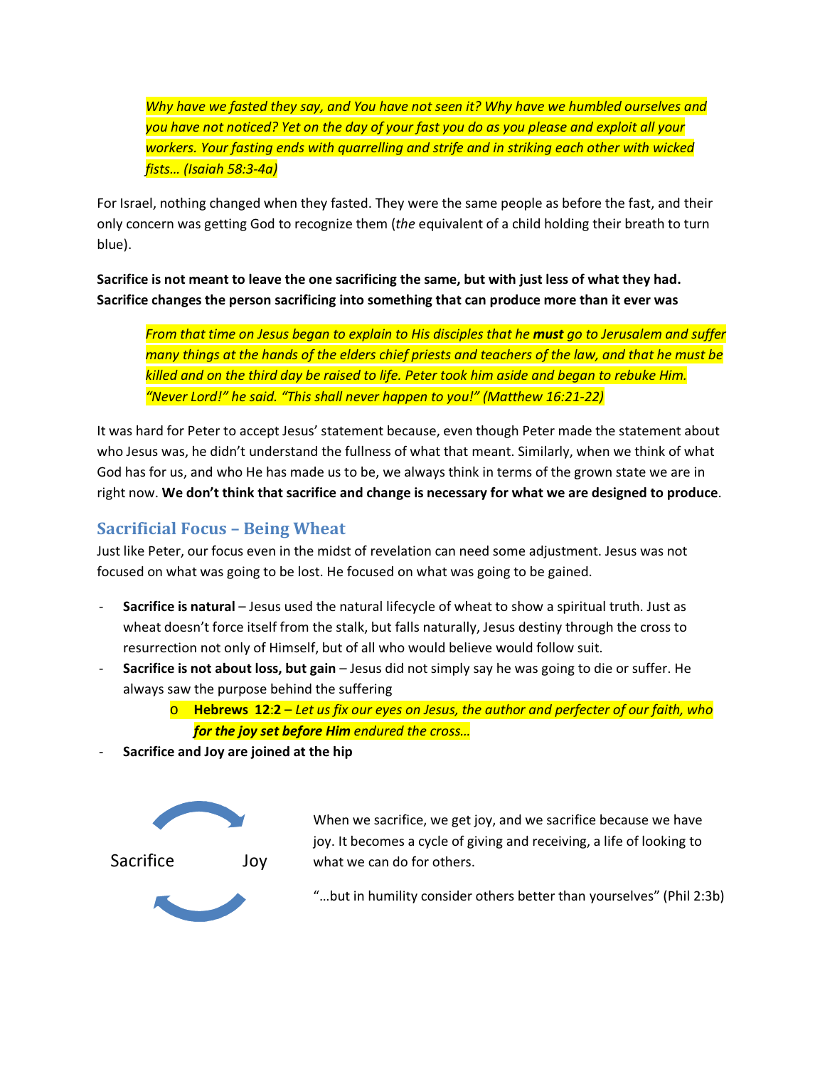> *Why have we fasted they say, and You have not seen it? Why have we humbled ourselves and you have not noticed? Yet on the day of your fast you do as you please and exploit all your workers. Your fasting ends with quarrelling and strife and in striking each other with wicked fists… (Isaiah 58:3-4a)*

For Israel, nothing changed when they fasted. They were the same people as before the fast, and their only concern was getting God to recognize them (*the* equivalent of a child holding their breath to turn blue).

**Sacrifice is not meant to leave the one sacrificing the same, but with just less of what they had. Sacrifice changes the person sacrificing into something that can produce more than it ever was**

> *From that time on Jesus began to explain to His disciples that he* ***must*** *go to Jerusalem and suffer many things at the hands of the elders chief priests and teachers of the law, and that he must be killed and on the third day be raised to life. Peter took him aside and began to rebuke Him. "Never Lord!" he said. "This shall never happen to you!" (Matthew 16:21-22)*

It was hard for Peter to accept Jesus' statement because, even though Peter made the statement about who Jesus was, he didn't understand the fullness of what that meant. Similarly, when we think of what God has for us, and who He has made us to be, we always think in terms of the grown state we are in right now. **We don't think that sacrifice and change is necessary for what we are designed to produce**.

## Sacrificial Focus – Being Wheat

Just like Peter, our focus even in the midst of revelation can need some adjustment. Jesus was not focused on what was going to be lost. He focused on what was going to be gained.

- **Sacrifice is natural** – Jesus used the natural lifecycle of wheat to show a spiritual truth. Just as wheat doesn't force itself from the stalk, but falls naturally, Jesus destiny through the cross to resurrection not only of Himself, but of all who would believe would follow suit.
- **Sacrifice is not about loss, but gain** – Jesus did not simply say he was going to die or suffer. He always saw the purpose behind the suffering
    - **Hebrews 12:2** – *Let us fix our eyes on Jesus, the author and perfecter of our faith, who* ***for the joy set before Him*** *endured the cross…*
- **Sacrifice and Joy are joined at the hip**

Sacrifice

Joy

When we sacrifice, we get joy, and we sacrifice because we have joy. It becomes a cycle of giving and receiving, a life of looking to what we can do for others.

"…but in humility consider others better than yourselves" (Phil 2:3b)